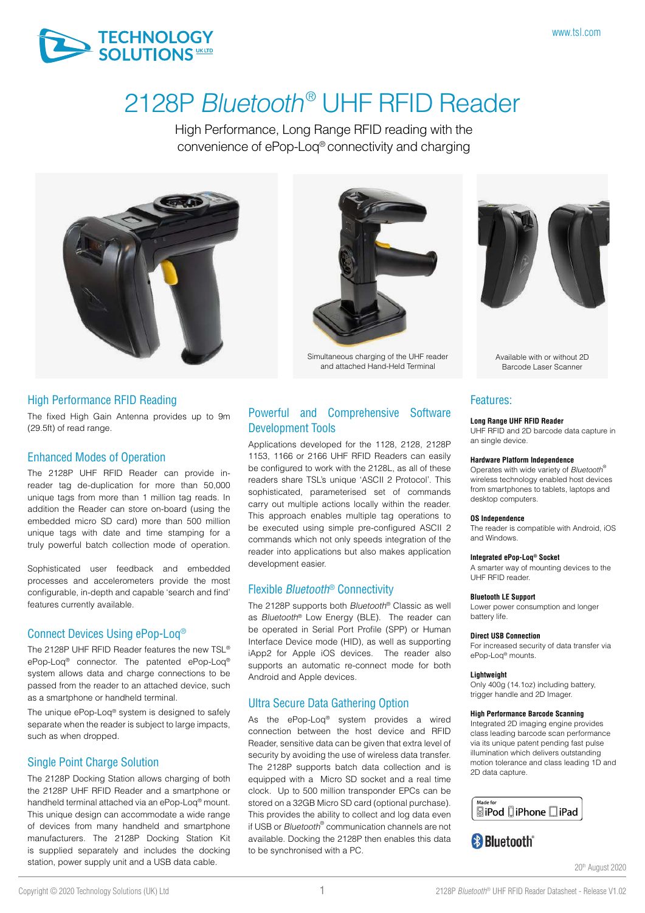# 2128P *Bluetooth*® UHF RFID Reader

High Performance, Long Range RFID reading with the convenience of ePop-Loq® connectivity and charging

Simultaneous charging of the UHF reader and attached Hand-Held Terminal

Available with or without 2D Barcode Laser Scanner

## High Performance RFID Reading

The fixed High Gain Antenna provides up to 9m (29.5ft) of read range.

## Enhanced Modes of Operation

The 2128P UHF RFID Reader can provide in-reader tag de-duplication for more than 50,000 unique tags from more than 1 million tag reads. In addition the Reader can store on-board (using the embedded micro SD card) more than 500 million unique tags with date and time stamping for a truly powerful batch collection mode of operation.

Sophisticated user feedback and embedded processes and accelerometers provide the most configurable, in-depth and capable 'search and find' features currently available.

## Connect Devices Using ePop-Loq®

The 2128P UHF RFID Reader features the new TSL® ePop-Loq® connector. The patented ePop-Loq® system allows data and charge connections to be passed from the reader to an attached device, such as a smartphone or handheld terminal.

The unique ePop-Loq® system is designed to safely separate when the reader is subject to large impacts, such as when dropped.

## Single Point Charge Solution

The 2128P Docking Station allows charging of both the 2128P UHF RFID Reader and a smartphone or handheld terminal attached via an ePop-Loq® mount. This unique design can accommodate a wide range of devices from many handheld and smartphone manufacturers. The 2128P Docking Station Kit is supplied separately and includes the docking station, power supply unit and a USB data cable.

## Powerful and Comprehensive Software Development Tools

Applications developed for the 1128, 2128, 2128P 1153, 1166 or 2166 UHF RFID Readers can easily be configured to work with the 2128L, as all of these readers share TSL's unique 'ASCII 2 Protocol'. This sophisticated, parameterised set of commands carry out multiple actions locally within the reader. This approach enables multiple tag operations to be executed using simple pre-configured ASCII 2 commands which not only speeds integration of the reader into applications but also makes application development easier.

## Flexible *Bluetooth*® Connectivity

The 2128P supports both *Bluetooth*® Classic as well as *Bluetooth*® Low Energy (BLE). The reader can be operated in Serial Port Profile (SPP) or Human Interface Device mode (HID), as well as supporting iApp2 for Apple iOS devices. The reader also supports an automatic re-connect mode for both Android and Apple devices.

## Ultra Secure Data Gathering Option

As the ePop-Loq® system provides a wired connection between the host device and RFID Reader, sensitive data can be given that extra level of security by avoiding the use of wireless data transfer. The 2128P supports batch data collection and is equipped with a Micro SD socket and a real time clock. Up to 500 million transponder EPCs can be stored on a 32GB Micro SD card (optional purchase). This provides the ability to collect and log data even if USB or *Bluetooth*® communication channels are not available. Docking the 2128P then enables this data to be synchronised with a PC.

## Features:

**Long Range UHF RFID Reader**
UHF RFID and 2D barcode data capture in an single device.

**Hardware Platform Independence**
Operates with wide variety of *Bluetooth*® wireless technology enabled host devices from smartphones to tablets, laptops and desktop computers.

**OS Independence**
The reader is compatible with Android, iOS and Windows.

**Integrated ePop-Loq® Socket**
A smarter way of mounting devices to the UHF RFID reader.

**Bluetooth LE Support**
Lower power consumption and longer battery life.

**Direct USB Connection**
For increased security of data transfer via ePop-Loq® mounts.

**Lightweight**
Only 400g (14.1oz) including battery, trigger handle and 2D Imager.

**High Performance Barcode Scanning**
Integrated 2D imaging engine provides class leading barcode scan performance via its unique patent pending fast pulse illumination which delivers outstanding motion tolerance and class leading 1D and 2D data capture.

Made for iPod iPhone iPad

Bluetooth®

20th August 2020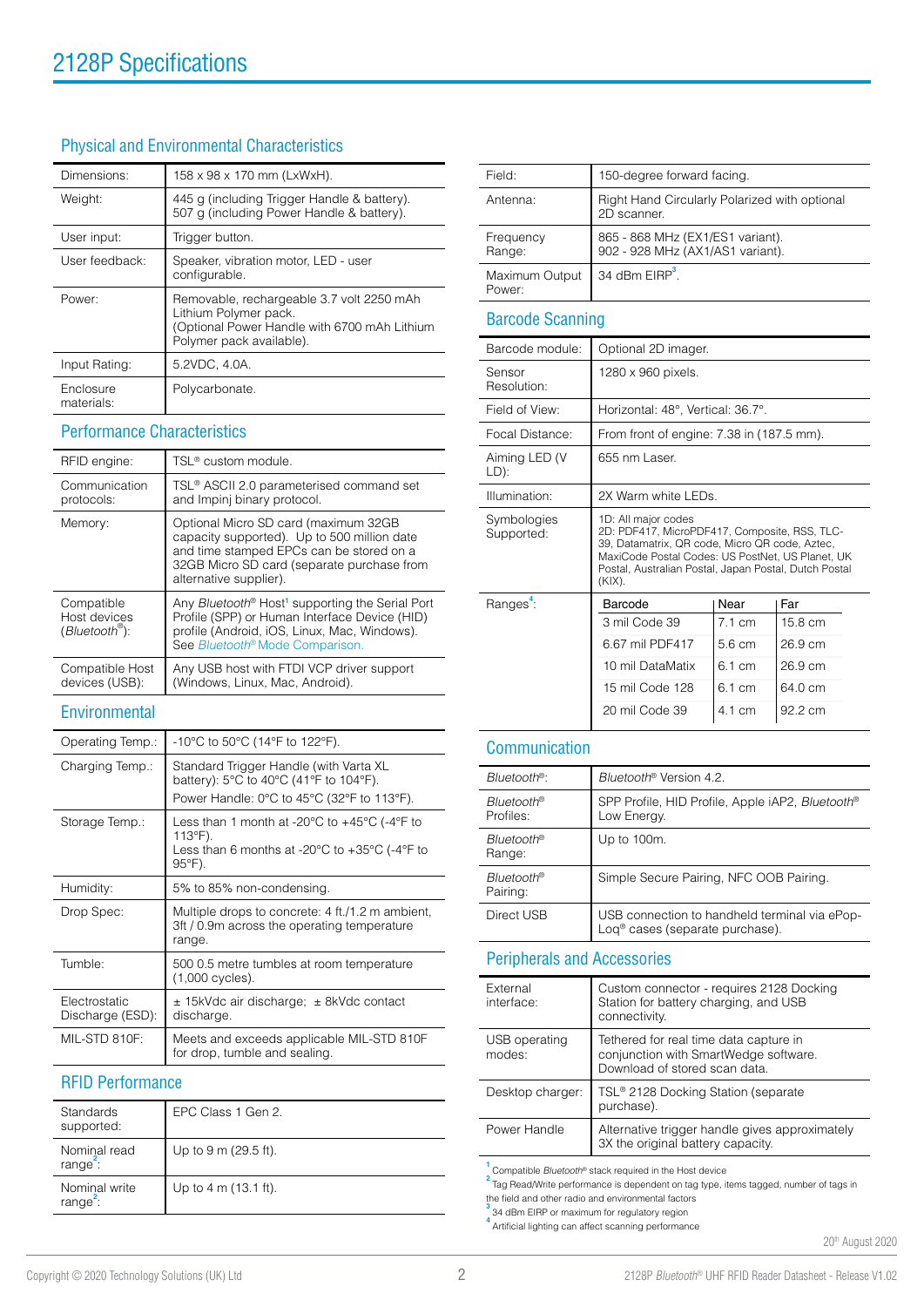# 2128P Specifications

## Physical and Environmental Characteristics

| | |
|---|---|
| Dimensions: | 158 x 98 x 170 mm (LxWxH). |
| Weight: | 445 g (including Trigger Handle & battery). 507 g (including Power Handle & battery). |
| User input: | Trigger button. |
| User feedback: | Speaker, vibration motor, LED - user configurable. |
| Power: | Removable, rechargeable 3.7 volt 2250 mAh Lithium Polymer pack. (Optional Power Handle with 6700 mAh Lithium Polymer pack available). |
| Input Rating: | 5.2VDC, 4.0A. |
| Enclosure materials: | Polycarbonate. |

## Performance Characteristics

| | |
|---|---|
| RFID engine: | TSL® custom module. |
| Communication protocols: | TSL® ASCII 2.0 parameterised command set and Impinj binary protocol. |
| Memory: | Optional Micro SD card (maximum 32GB capacity supported). Up to 500 million date and time stamped EPCs can be stored on a 32GB Micro SD card (separate purchase from alternative supplier). |
| Compatible Host devices (*Bluetooth*®): | Any *Bluetooth*® Host[1] supporting the Serial Port Profile (SPP) or Human Interface Device (HID) profile (Android, iOS, Linux, Mac, Windows). See *Bluetooth*® Mode Comparison. |
| Compatible Host devices (USB): | Any USB host with FTDI VCP driver support (Windows, Linux, Mac, Android). |

## Environmental

| | |
|---|---|
| Operating Temp.: | -10°C to 50°C (14°F to 122°F). |
| Charging Temp.: | Standard Trigger Handle (with Varta XL battery): 5°C to 40°C (41°F to 104°F). Power Handle: 0°C to 45°C (32°F to 113°F). |
| Storage Temp.: | Less than 1 month at -20°C to +45°C (-4°F to 113°F). Less than 6 months at -20°C to +35°C (-4°F to 95°F). |
| Humidity: | 5% to 85% non-condensing. |
| Drop Spec: | Multiple drops to concrete: 4 ft./1.2 m ambient, 3ft / 0.9m across the operating temperature range. |
| Tumble: | 500 0.5 metre tumbles at room temperature (1,000 cycles). |
| Electrostatic Discharge (ESD): | ± 15kVdc air discharge; ± 8kVdc contact discharge. |
| MIL-STD 810F: | Meets and exceeds applicable MIL-STD 810F for drop, tumble and sealing. |

## RFID Performance

| | |
|---|---|
| Standards supported: | EPC Class 1 Gen 2. |
| Nominal read range[2]: | Up to 9 m (29.5 ft). |
| Nominal write range[2]: | Up to 4 m (13.1 ft). |
| Field: | 150-degree forward facing. |
| Antenna: | Right Hand Circularly Polarized with optional 2D scanner. |
| Frequency Range: | 865 - 868 MHz (EX1/ES1 variant). 902 - 928 MHz (AX1/AS1 variant). |
| Maximum Output Power: | 34 dBm EIRP[3]. |

## Barcode Scanning

| | |
|---|---|
| Barcode module: | Optional 2D imager. |
| Sensor Resolution: | 1280 x 960 pixels. |
| Field of View: | Horizontal: 48°, Vertical: 36.7°. |
| Focal Distance: | From front of engine: 7.38 in (187.5 mm). |
| Aiming LED (VLD): | 655 nm Laser. |
| Illumination: | 2X Warm white LEDs. |
| Symbologies Supported: | 1D: All major codes 2D: PDF417, MicroPDF417, Composite, RSS, TLC-39, Datamatrix, QR code, Micro QR code, Aztec, MaxiCode Postal Codes: US PostNet, US Planet, UK Postal, Australian Postal, Japan Postal, Dutch Postal (KIX). |

Ranges[4]:

| Barcode | Near | Far |
|---|---|---|
| 3 mil Code 39 | 7.1 cm | 15.8 cm |
| 6.67 mil PDF417 | 5.6 cm | 26.9 cm |
| 10 mil DataMatix | 6.1 cm | 26.9 cm |
| 15 mil Code 128 | 6.1 cm | 64.0 cm |
| 20 mil Code 39 | 4.1 cm | 92.2 cm |

## Communication

| | |
|---|---|
| *Bluetooth*®: | *Bluetooth*® Version 4.2. |
| *Bluetooth*® Profiles: | SPP Profile, HID Profile, Apple iAP2, *Bluetooth*® Low Energy. |
| *Bluetooth*® Range: | Up to 100m. |
| *Bluetooth*® Pairing: | Simple Secure Pairing, NFC OOB Pairing. |
| Direct USB | USB connection to handheld terminal via ePop-Loq® cases (separate purchase). |

## Peripherals and Accessories

| | |
|---|---|
| External interface: | Custom connector - requires 2128 Docking Station for battery charging, and USB connectivity. |
| USB operating modes: | Tethered for real time data capture in conjunction with SmartWedge software. Download of stored scan data. |
| Desktop charger: | TSL® 2128 Docking Station (separate purchase). |
| Power Handle | Alternative trigger handle gives approximately 3X the original battery capacity. |

[1] Compatible *Bluetooth*® stack required in the Host device
[2] Tag Read/Write performance is dependent on tag type, items tagged, number of tags in the field and other radio and environmental factors
[3] 34 dBm EIRP or maximum for regulatory region
[4] Artificial lighting can affect scanning performance

20th August 2020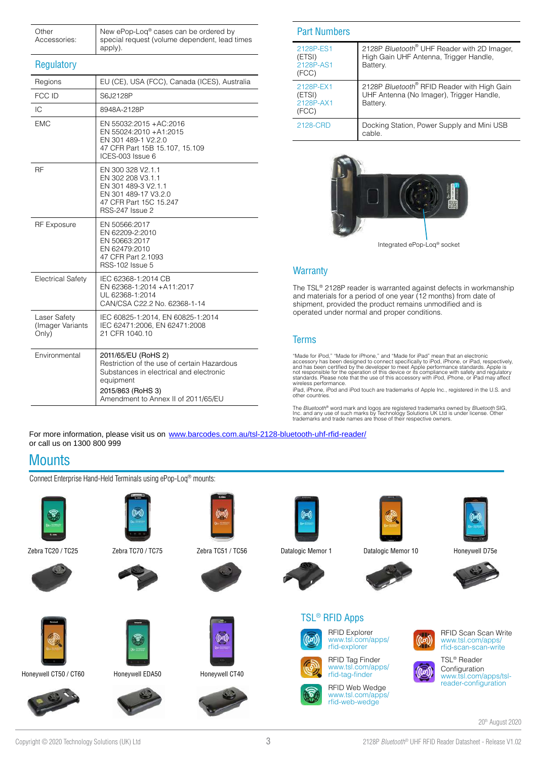| | |
|---|---|
| Other Accessories: | New ePop-Loq® cases can be ordered by special request (volume dependent, lead times apply). |

## Regulatory

| | |
|---|---|
| Regions | EU (CE), USA (FCC), Canada (ICES), Australia |
| FCC ID | S6J2128P |
| IC | 8948A-2128P |
| EMC | EN 55032:2015 +AC:2016<br>EN 55024:2010 +A1:2015<br>EN 301 489-1 V2.2.0<br>47 CFR Part 15B 15.107, 15.109<br>ICES-003 Issue 6 |
| RF | EN 300 328 V2.1.1<br>EN 302 208 V3.1.1<br>EN 301 489-3 V2.1.1<br>EN 301 489-17 V3.2.0<br>47 CFR Part 15C 15.247<br>RSS-247 Issue 2 |
| RF Exposure | EN 50566:2017<br>EN 62209-2:2010<br>EN 50663:2017<br>EN 62479:2010<br>47 CFR Part 2.1093<br>RSS-102 Issue 5 |
| Electrical Safety | IEC 62368-1:2014 CB<br>EN 62368-1:2014 +A11:2017<br>UL 62368-1:2014<br>CAN/CSA C22.2 No. 62368-1-14 |
| Laser Safety (Imager Variants Only) | IEC 60825-1:2014, EN 60825-1:2014<br>IEC 62471:2006, EN 62471:2008<br>21 CFR 1040.10 |
| Environmental | 2011/65/EU (RoHS 2)<br>Restriction of the use of certain Hazardous Substances in electrical and electronic equipment<br>2015/863 (RoHS 3)<br>Amendment to Annex II of 2011/65/EU |

## Part Numbers

| | |
|---|---|
| 2128P-ES1 (ETSI)<br>2128P-AS1 (FCC) | 2128P *Bluetooth*® UHF Reader with 2D Imager, High Gain UHF Antenna, Trigger Handle, Battery. |
| 2128P-EX1 (ETSI)<br>2128P-AX1 (FCC) | 2128P *Bluetooth*® RFID Reader with High Gain UHF Antenna (No Imager), Trigger Handle, Battery. |
| 2128-CRD | Docking Station, Power Supply and Mini USB cable. |

Integrated ePop-Loq® socket

## Warranty

The TSL® 2128P reader is warranted against defects in workmanship and materials for a period of one year (12 months) from date of shipment, provided the product remains unmodified and is operated under normal and proper conditions.

## Terms

"Made for iPod," "Made for iPhone," and "Made for iPad" mean that an electronic accessory has been designed to connect specifically to iPod, iPhone, or iPad, respectively, and has been certified by the developer to meet Apple performance standards. Apple is not responsible for the operation of this device or its compliance with safety and regulatory standards. Please note that the use of this accessory with iPod, iPhone, or iPad may affect wireless performance.
iPad, iPhone, iPod and iPod touch are trademarks of Apple Inc., registered in the U.S. and other countries.

The *Bluetooth*® word mark and logos are registered trademarks owned by *Bluetooth* SIG, Inc. and any use of such marks by Technology Solutions UK Ltd is under license. Other trademarks and trade names are those of their respective owners.

For more information, please visit us on www.barcodes.com.au/tsl-2128-bluetooth-uhf-rfid-reader/
or call us on 1300 800 999

# Mounts

Connect Enterprise Hand-Held Terminals using ePop-Loq® mounts:

Zebra TC20 / TC25

Zebra TC70 / TC75

Zebra TC51 / TC56

Datalogic Memor 1

Datalogic Memor 10

Honeywell D75e

Honeywell CT50 / CT60

Honeywell EDA50

Honeywell CT40

## TSL® RFID Apps

- RFID Explorer — www.tsl.com/apps/rfid-explorer
- RFID Tag Finder — www.tsl.com/apps/rfid-tag-finder
- RFID Web Wedge — www.tsl.com/apps/rfid-web-wedge
- RFID Scan Scan Write — www.tsl.com/apps/rfid-scan-scan-write
- TSL® Reader Configuration — www.tsl.com/apps/tsl-reader-configuration

20th August 2020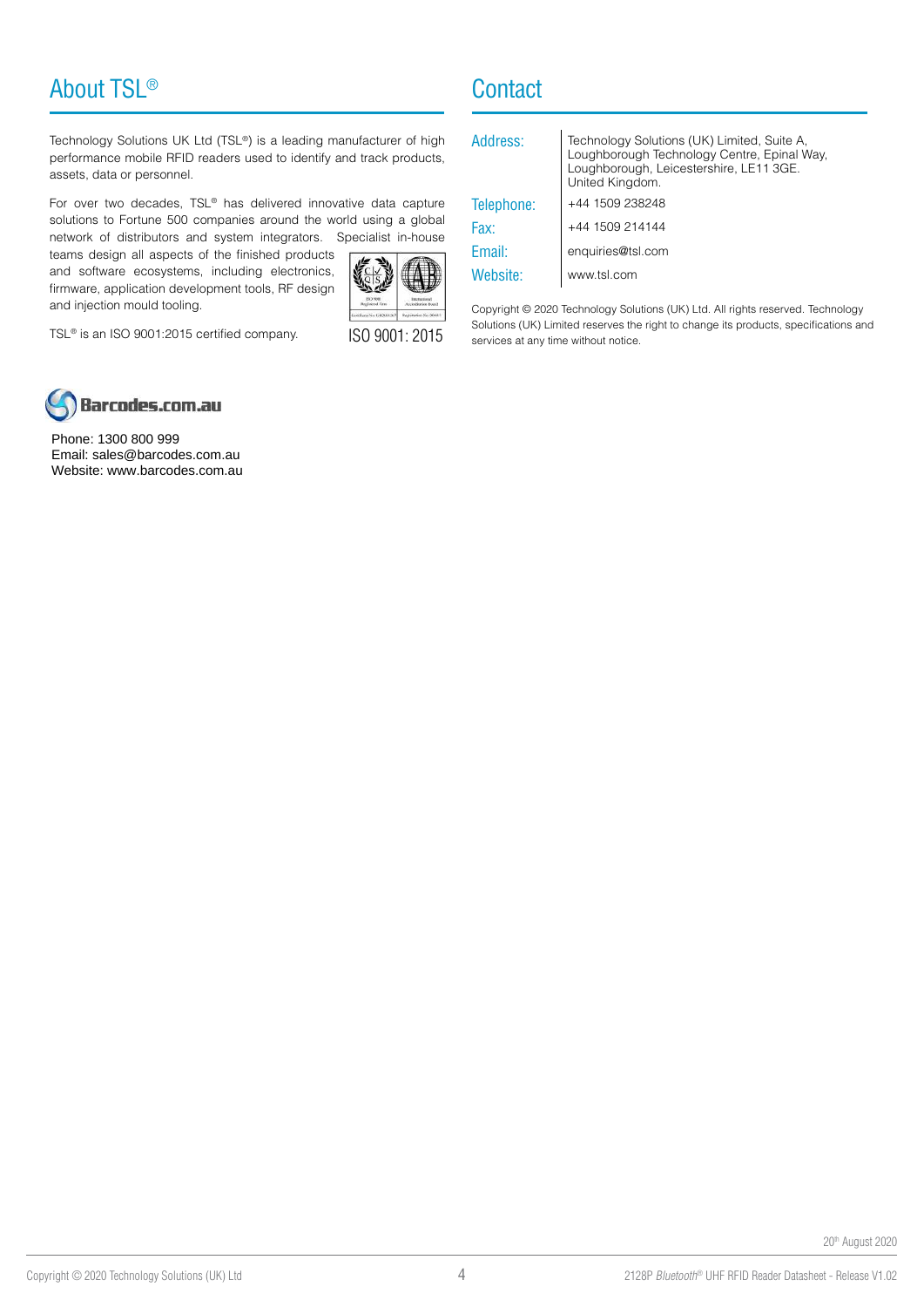## About TSL®

Technology Solutions UK Ltd (TSL®) is a leading manufacturer of high performance mobile RFID readers used to identify and track products, assets, data or personnel.

For over two decades, TSL® has delivered innovative data capture solutions to Fortune 500 companies around the world using a global network of distributors and system integrators. Specialist in-house teams design all aspects of the finished products and software ecosystems, including electronics, firmware, application development tools, RF design and injection mould tooling.

TSL® is an ISO 9001:2015 certified company.

ISO 9001: 2015

## Contact

| | |
|---|---|
| Address: | Technology Solutions (UK) Limited, Suite A, Loughborough Technology Centre, Epinal Way, Loughborough, Leicestershire, LE11 3GE. United Kingdom. |
| Telephone: | +44 1509 238248 |
| Fax: | +44 1509 214144 |
| Email: | enquiries@tsl.com |
| Website: | www.tsl.com |

Copyright © 2020 Technology Solutions (UK) Ltd. All rights reserved. Technology Solutions (UK) Limited reserves the right to change its products, specifications and services at any time without notice.

Barcodes.com.au

Phone: 1300 800 999
Email: sales@barcodes.com.au
Website: www.barcodes.com.au

20th August 2020